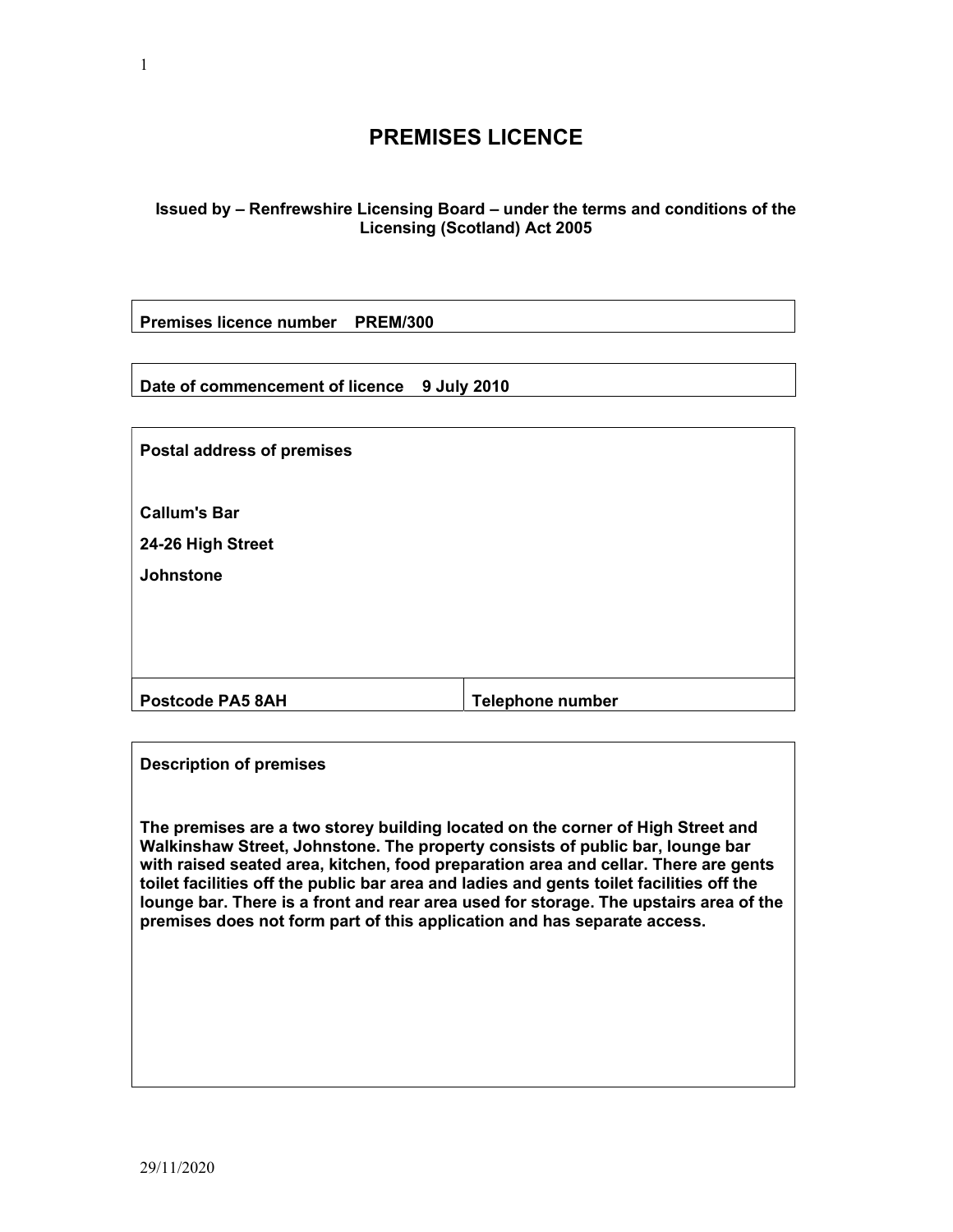# PREMISES LICENCE

**Issued by – Renfrewshire Licensing Board – under the terms and conditions of the Licensing (Scotland) Act 2005**

**Premises licence number PREM/300**

**Date of commencement of licence 9 July 2010**

**Postal address of premises**

**Callum's Bar**

**24-26 High Street**

**Johnstone**

| **Postcode PA5 8AH** | **Telephone number** |
|---|---|

**Description of premises**

**The premises are a two storey building located on the corner of High Street and Walkinshaw Street, Johnstone. The property consists of public bar, lounge bar with raised seated area, kitchen, food preparation area and cellar. There are gents toilet facilities off the public bar area and ladies and gents toilet facilities off the lounge bar. There is a front and rear area used for storage. The upstairs area of the premises does not form part of this application and has separate access.**

29/11/2020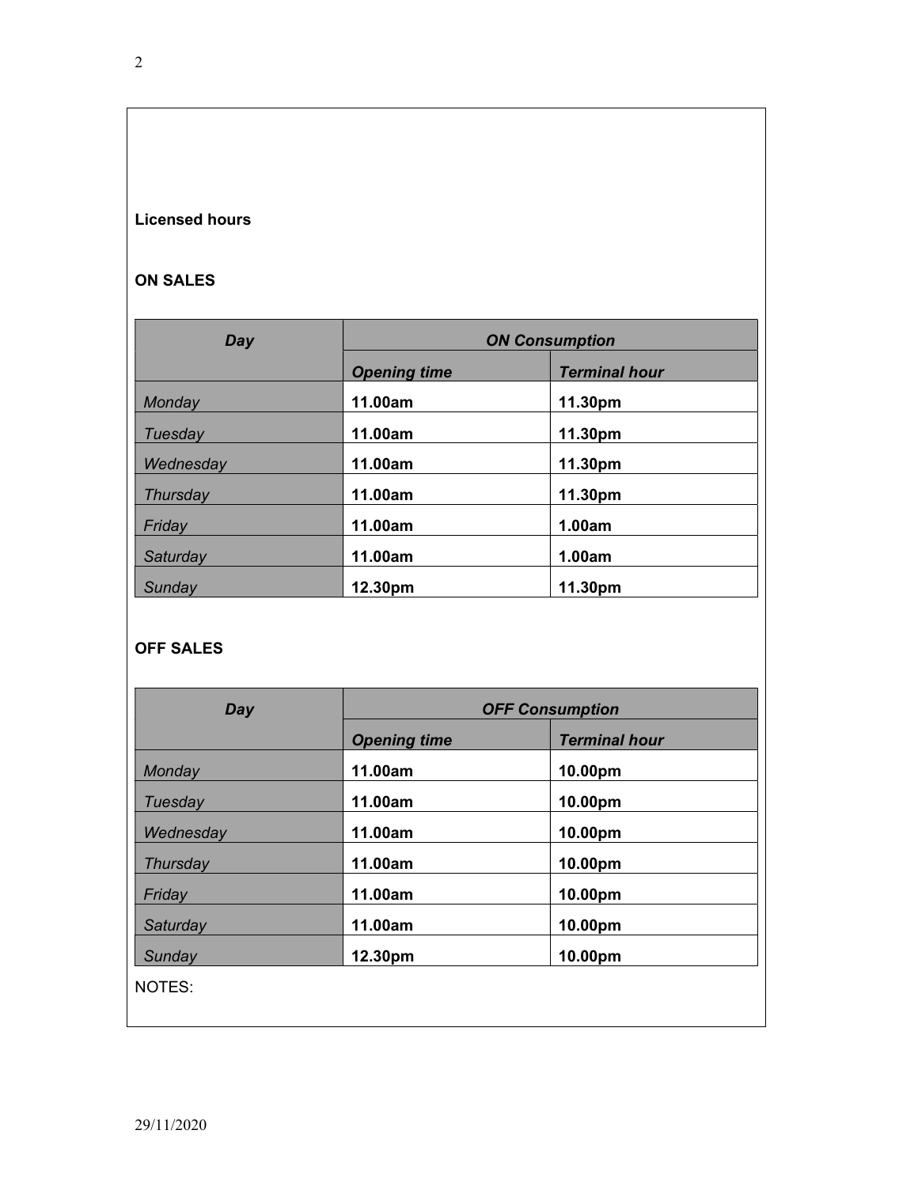**Licensed hours**

**ON SALES**

| *Day* | *ON Consumption* | |
|---|---|---|
| | ***Opening time*** | ***Terminal hour*** |
| *Monday* | **11.00am** | **11.30pm** |
| *Tuesday* | **11.00am** | **11.30pm** |
| *Wednesday* | **11.00am** | **11.30pm** |
| *Thursday* | **11.00am** | **11.30pm** |
| *Friday* | **11.00am** | **1.00am** |
| *Saturday* | **11.00am** | **1.00am** |
| *Sunday* | **12.30pm** | **11.30pm** |

**OFF SALES**

| *Day* | *OFF Consumption* | |
|---|---|---|
| | ***Opening time*** | ***Terminal hour*** |
| *Monday* | **11.00am** | **10.00pm** |
| *Tuesday* | **11.00am** | **10.00pm** |
| *Wednesday* | **11.00am** | **10.00pm** |
| *Thursday* | **11.00am** | **10.00pm** |
| *Friday* | **11.00am** | **10.00pm** |
| *Saturday* | **11.00am** | **10.00pm** |
| *Sunday* | **12.30pm** | **10.00pm** |

NOTES:

29/11/2020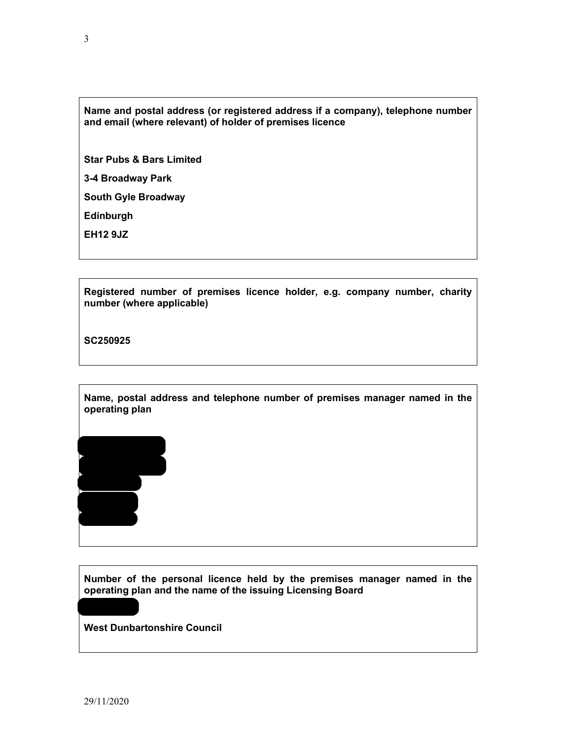**Name and postal address (or registered address if a company), telephone number and email (where relevant) of holder of premises licence**

**Star Pubs & Bars Limited**

**3-4 Broadway Park**

**South Gyle Broadway**

**Edinburgh**

**EH12 9JZ**

---

**Registered number of premises licence holder, e.g. company number, charity number (where applicable)**

**SC250925**

---

**Name, postal address and telephone number of premises manager named in the operating plan**

---

**Number of the personal licence held by the premises manager named in the operating plan and the name of the issuing Licensing Board**

**West Dunbartonshire Council**

29/11/2020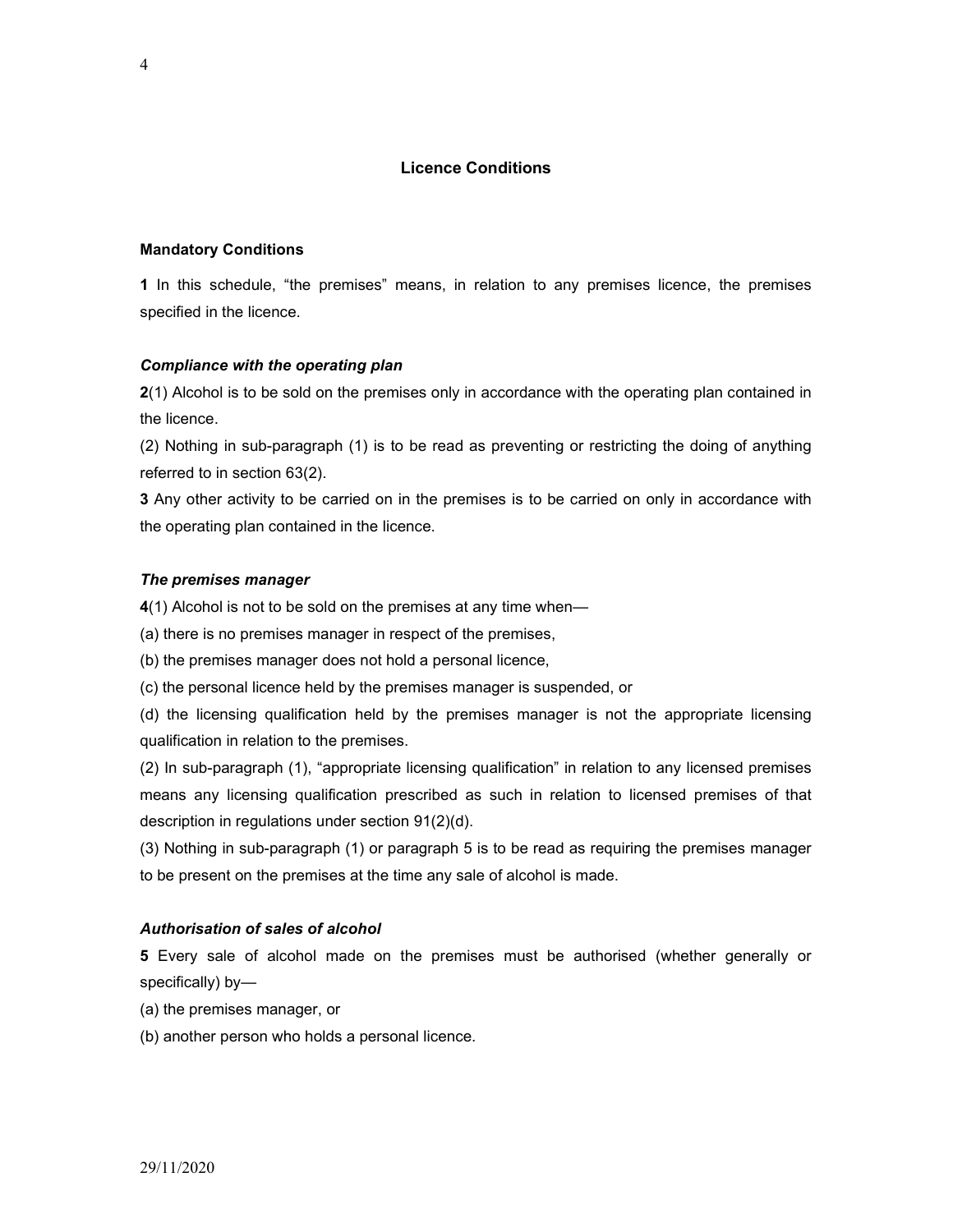## Licence Conditions

### Mandatory Conditions

**1** In this schedule, "the premises" means, in relation to any premises licence, the premises specified in the licence.

***Compliance with the operating plan***

**2**(1) Alcohol is to be sold on the premises only in accordance with the operating plan contained in the licence.

(2) Nothing in sub-paragraph (1) is to be read as preventing or restricting the doing of anything referred to in section 63(2).

**3** Any other activity to be carried on in the premises is to be carried on only in accordance with the operating plan contained in the licence.

***The premises manager***

**4**(1) Alcohol is not to be sold on the premises at any time when—

(a) there is no premises manager in respect of the premises,

(b) the premises manager does not hold a personal licence,

(c) the personal licence held by the premises manager is suspended, or

(d) the licensing qualification held by the premises manager is not the appropriate licensing qualification in relation to the premises.

(2) In sub-paragraph (1), "appropriate licensing qualification" in relation to any licensed premises means any licensing qualification prescribed as such in relation to licensed premises of that description in regulations under section 91(2)(d).

(3) Nothing in sub-paragraph (1) or paragraph 5 is to be read as requiring the premises manager to be present on the premises at the time any sale of alcohol is made.

***Authorisation of sales of alcohol***

**5** Every sale of alcohol made on the premises must be authorised (whether generally or specifically) by—

(a) the premises manager, or

(b) another person who holds a personal licence.

29/11/2020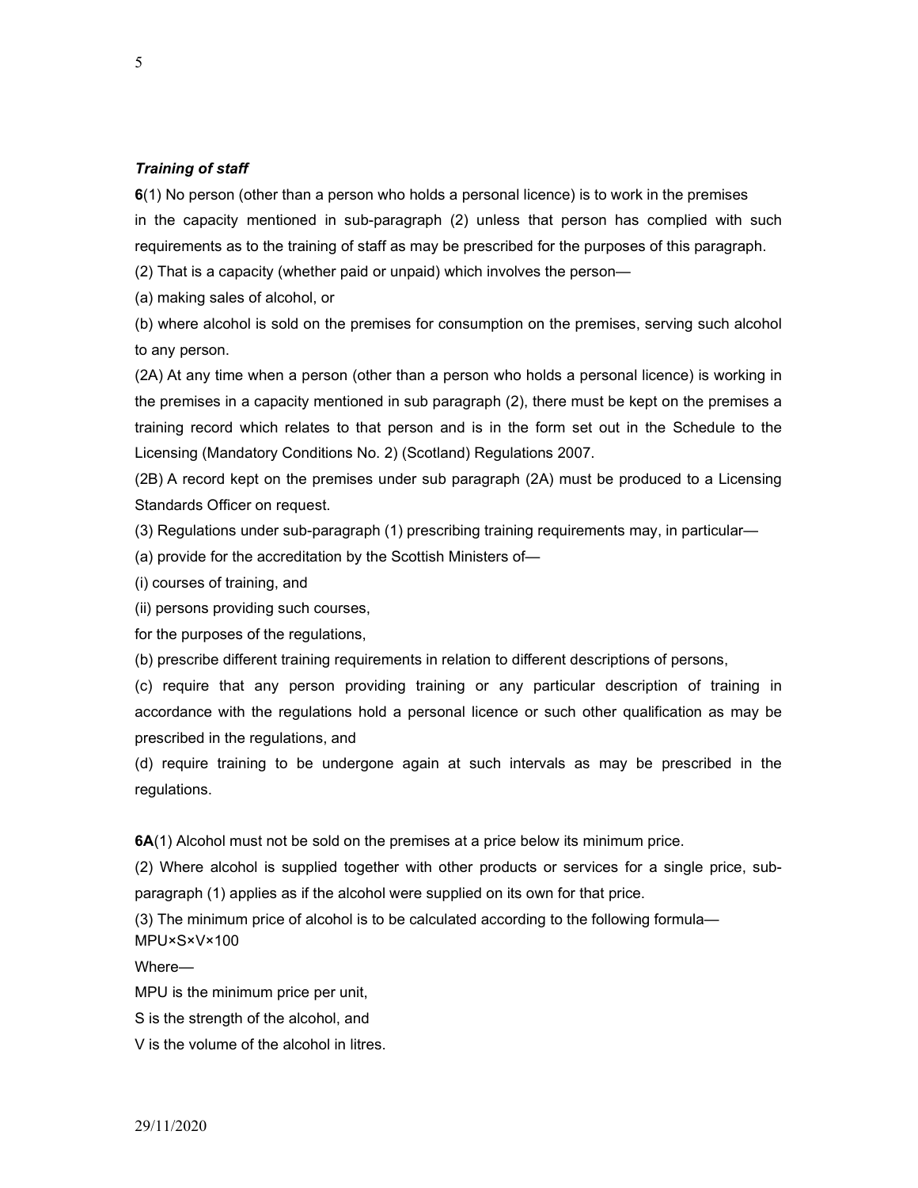### *Training of staff*

**6**(1) No person (other than a person who holds a personal licence) is to work in the premises in the capacity mentioned in sub-paragraph (2) unless that person has complied with such requirements as to the training of staff as may be prescribed for the purposes of this paragraph.

(2) That is a capacity (whether paid or unpaid) which involves the person—

(a) making sales of alcohol, or

(b) where alcohol is sold on the premises for consumption on the premises, serving such alcohol to any person.

(2A) At any time when a person (other than a person who holds a personal licence) is working in the premises in a capacity mentioned in sub paragraph (2), there must be kept on the premises a training record which relates to that person and is in the form set out in the Schedule to the Licensing (Mandatory Conditions No. 2) (Scotland) Regulations 2007.

(2B) A record kept on the premises under sub paragraph (2A) must be produced to a Licensing Standards Officer on request.

(3) Regulations under sub-paragraph (1) prescribing training requirements may, in particular—

(a) provide for the accreditation by the Scottish Ministers of—

(i) courses of training, and

(ii) persons providing such courses,

for the purposes of the regulations,

(b) prescribe different training requirements in relation to different descriptions of persons,

(c) require that any person providing training or any particular description of training in accordance with the regulations hold a personal licence or such other qualification as may be prescribed in the regulations, and

(d) require training to be undergone again at such intervals as may be prescribed in the regulations.

**6A**(1) Alcohol must not be sold on the premises at a price below its minimum price.

(2) Where alcohol is supplied together with other products or services for a single price, sub-paragraph (1) applies as if the alcohol were supplied on its own for that price.

(3) The minimum price of alcohol is to be calculated according to the following formula—

$$MPU \times S \times V \times 100$$

Where—

MPU is the minimum price per unit,

S is the strength of the alcohol, and

V is the volume of the alcohol in litres.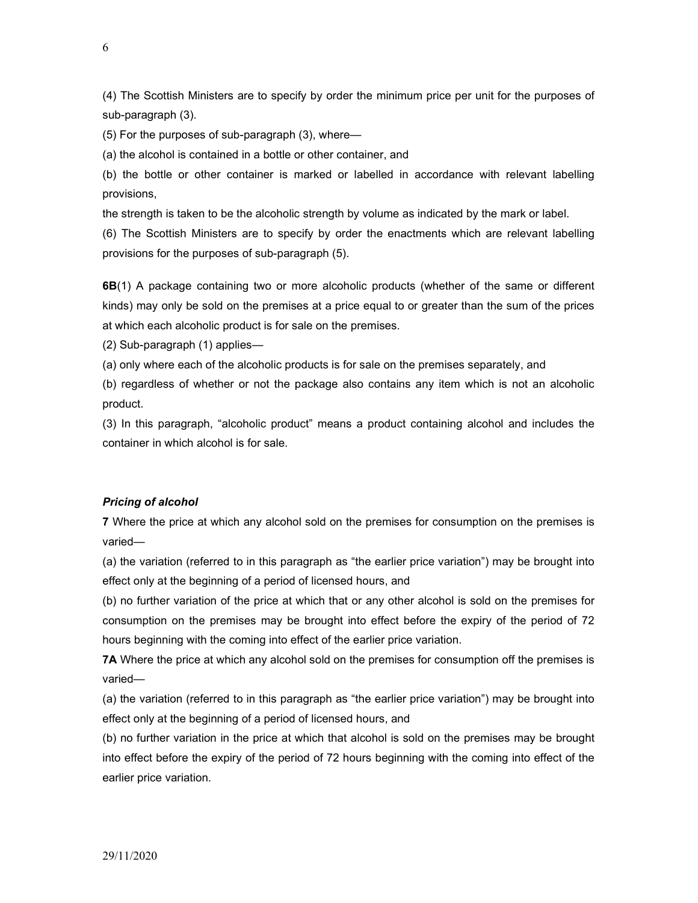(4) The Scottish Ministers are to specify by order the minimum price per unit for the purposes of sub-paragraph (3).

(5) For the purposes of sub-paragraph (3), where—

(a) the alcohol is contained in a bottle or other container, and

(b) the bottle or other container is marked or labelled in accordance with relevant labelling provisions,

the strength is taken to be the alcoholic strength by volume as indicated by the mark or label.

(6) The Scottish Ministers are to specify by order the enactments which are relevant labelling provisions for the purposes of sub-paragraph (5).

**6B**(1) A package containing two or more alcoholic products (whether of the same or different kinds) may only be sold on the premises at a price equal to or greater than the sum of the prices at which each alcoholic product is for sale on the premises.

(2) Sub-paragraph (1) applies—

(a) only where each of the alcoholic products is for sale on the premises separately, and

(b) regardless of whether or not the package also contains any item which is not an alcoholic product.

(3) In this paragraph, "alcoholic product" means a product containing alcohol and includes the container in which alcohol is for sale.

***Pricing of alcohol***

**7** Where the price at which any alcohol sold on the premises for consumption on the premises is varied—

(a) the variation (referred to in this paragraph as "the earlier price variation") may be brought into effect only at the beginning of a period of licensed hours, and

(b) no further variation of the price at which that or any other alcohol is sold on the premises for consumption on the premises may be brought into effect before the expiry of the period of 72 hours beginning with the coming into effect of the earlier price variation.

**7A** Where the price at which any alcohol sold on the premises for consumption off the premises is varied—

(a) the variation (referred to in this paragraph as "the earlier price variation") may be brought into effect only at the beginning of a period of licensed hours, and

(b) no further variation in the price at which that alcohol is sold on the premises may be brought into effect before the expiry of the period of 72 hours beginning with the coming into effect of the earlier price variation.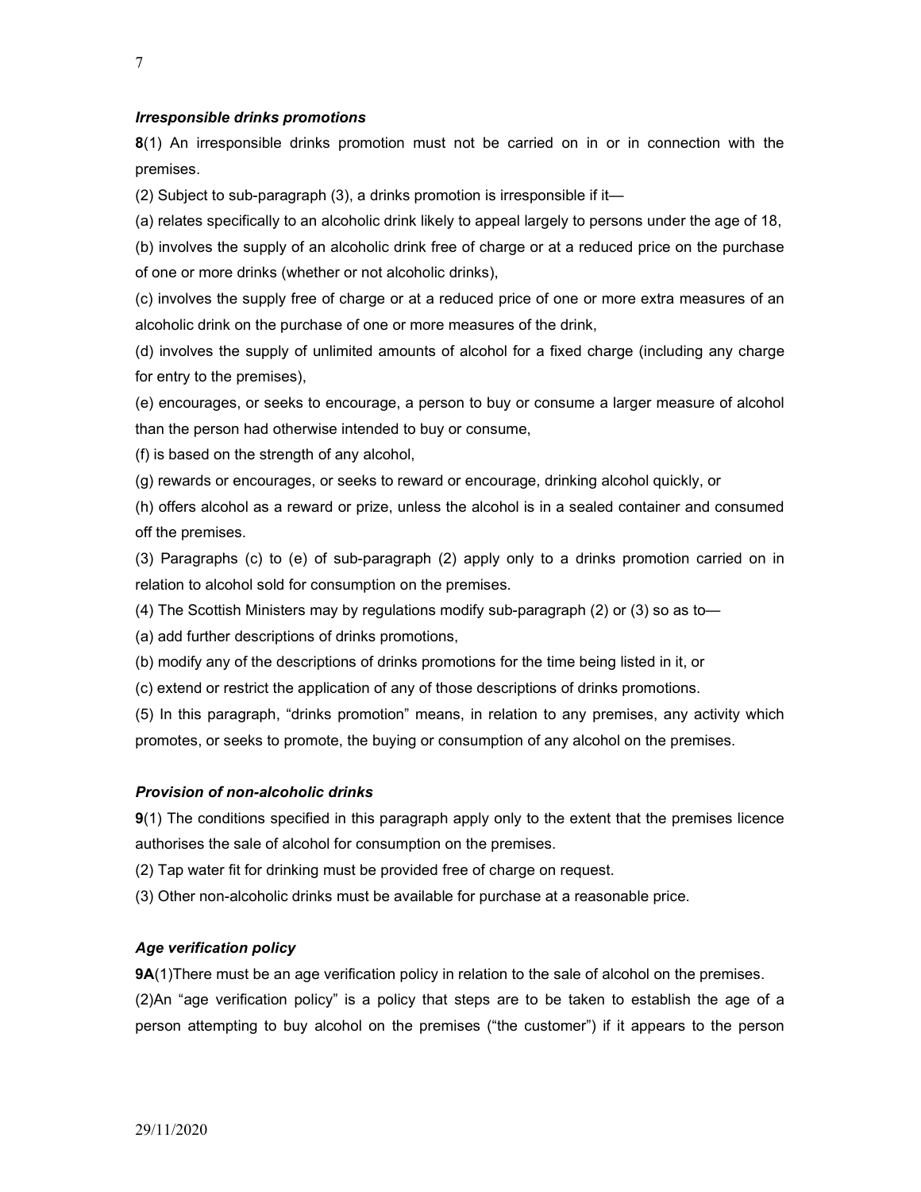### *Irrespective drinks promotions*

### *Irresponsible drinks promotions*

**8**(1) An irresponsible drinks promotion must not be carried on in or in connection with the premises.

(2) Subject to sub-paragraph (3), a drinks promotion is irresponsible if it—

(a) relates specifically to an alcoholic drink likely to appeal largely to persons under the age of 18,

(b) involves the supply of an alcoholic drink free of charge or at a reduced price on the purchase of one or more drinks (whether or not alcoholic drinks),

(c) involves the supply free of charge or at a reduced price of one or more extra measures of an alcoholic drink on the purchase of one or more measures of the drink,

(d) involves the supply of unlimited amounts of alcohol for a fixed charge (including any charge for entry to the premises),

(e) encourages, or seeks to encourage, a person to buy or consume a larger measure of alcohol than the person had otherwise intended to buy or consume,

(f) is based on the strength of any alcohol,

(g) rewards or encourages, or seeks to reward or encourage, drinking alcohol quickly, or

(h) offers alcohol as a reward or prize, unless the alcohol is in a sealed container and consumed off the premises.

(3) Paragraphs (c) to (e) of sub-paragraph (2) apply only to a drinks promotion carried on in relation to alcohol sold for consumption on the premises.

(4) The Scottish Ministers may by regulations modify sub-paragraph (2) or (3) so as to—

(a) add further descriptions of drinks promotions,

(b) modify any of the descriptions of drinks promotions for the time being listed in it, or

(c) extend or restrict the application of any of those descriptions of drinks promotions.

(5) In this paragraph, "drinks promotion" means, in relation to any premises, any activity which promotes, or seeks to promote, the buying or consumption of any alcohol on the premises.

### *Provision of non-alcoholic drinks*

**9**(1) The conditions specified in this paragraph apply only to the extent that the premises licence authorises the sale of alcohol for consumption on the premises.

(2) Tap water fit for drinking must be provided free of charge on request.

(3) Other non-alcoholic drinks must be available for purchase at a reasonable price.

### *Age verification policy*

**9A**(1)There must be an age verification policy in relation to the sale of alcohol on the premises.

(2)An "age verification policy" is a policy that steps are to be taken to establish the age of a person attempting to buy alcohol on the premises ("the customer") if it appears to the person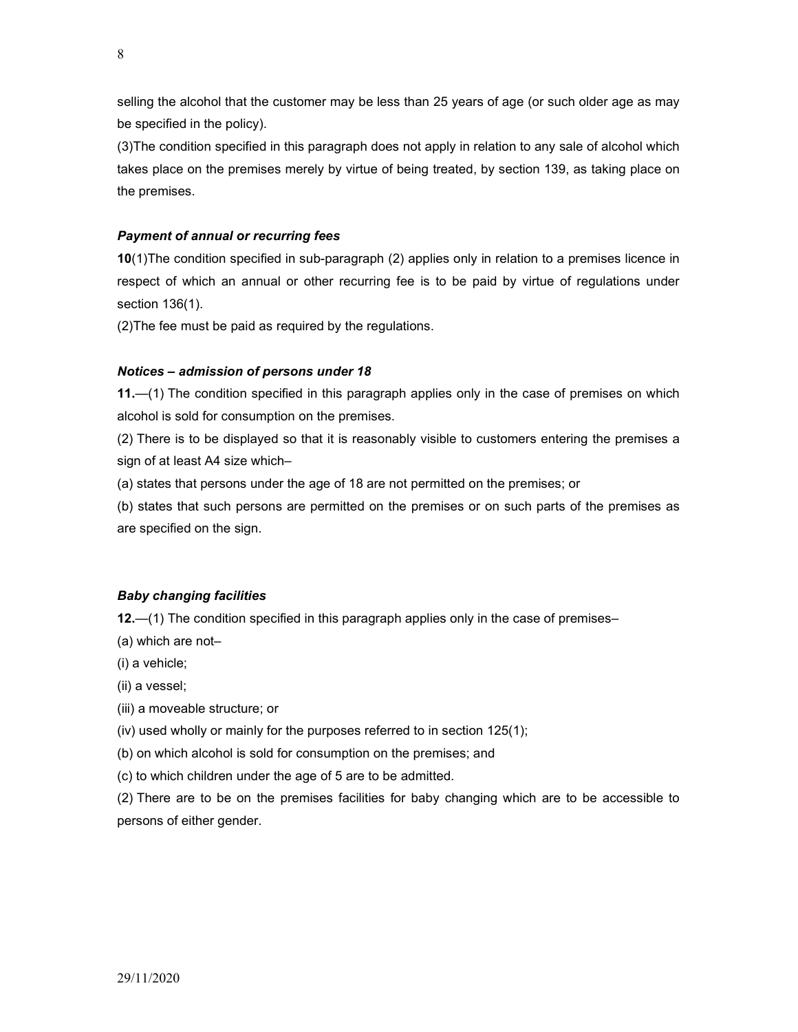selling the alcohol that the customer may be less than 25 years of age (or such older age as may be specified in the policy).

(3)The condition specified in this paragraph does not apply in relation to any sale of alcohol which takes place on the premises merely by virtue of being treated, by section 139, as taking place on the premises.

***Payment of annual or recurring fees***

**10**(1)The condition specified in sub-paragraph (2) applies only in relation to a premises licence in respect of which an annual or other recurring fee is to be paid by virtue of regulations under section 136(1).

(2)The fee must be paid as required by the regulations.

***Notices – admission of persons under 18***

**11.**—(1) The condition specified in this paragraph applies only in the case of premises on which alcohol is sold for consumption on the premises.

(2) There is to be displayed so that it is reasonably visible to customers entering the premises a sign of at least A4 size which–

(a) states that persons under the age of 18 are not permitted on the premises; or

(b) states that such persons are permitted on the premises or on such parts of the premises as are specified on the sign.

***Baby changing facilities***

**12.**—(1) The condition specified in this paragraph applies only in the case of premises–

(a) which are not–

(i) a vehicle;

(ii) a vessel;

(iii) a moveable structure; or

(iv) used wholly or mainly for the purposes referred to in section 125(1);

(b) on which alcohol is sold for consumption on the premises; and

(c) to which children under the age of 5 are to be admitted.

(2) There are to be on the premises facilities for baby changing which are to be accessible to persons of either gender.

29/11/2020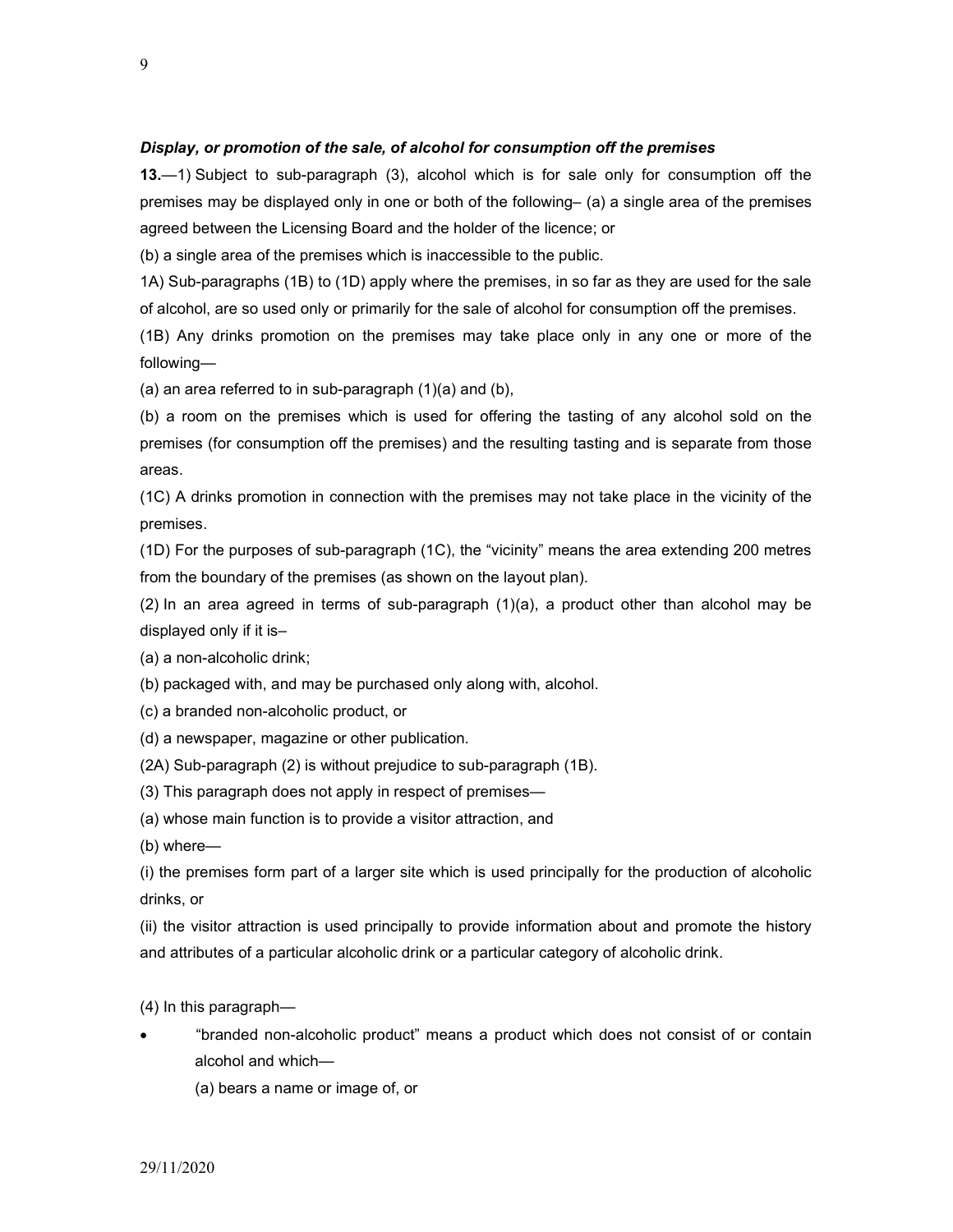***Display, or promotion of the sale, of alcohol for consumption off the premises***

**13.**—1) Subject to sub-paragraph (3), alcohol which is for sale only for consumption off the premises may be displayed only in one or both of the following– (a) a single area of the premises agreed between the Licensing Board and the holder of the licence; or

(b) a single area of the premises which is inaccessible to the public.

1A) Sub-paragraphs (1B) to (1D) apply where the premises, in so far as they are used for the sale of alcohol, are so used only or primarily for the sale of alcohol for consumption off the premises.

(1B) Any drinks promotion on the premises may take place only in any one or more of the following—

(a) an area referred to in sub-paragraph (1)(a) and (b),

(b) a room on the premises which is used for offering the tasting of any alcohol sold on the premises (for consumption off the premises) and the resulting tasting and is separate from those areas.

(1C) A drinks promotion in connection with the premises may not take place in the vicinity of the premises.

(1D) For the purposes of sub-paragraph (1C), the "vicinity" means the area extending 200 metres from the boundary of the premises (as shown on the layout plan).

(2) In an area agreed in terms of sub-paragraph (1)(a), a product other than alcohol may be displayed only if it is–

(a) a non-alcoholic drink;

(b) packaged with, and may be purchased only along with, alcohol.

(c) a branded non-alcoholic product, or

(d) a newspaper, magazine or other publication.

(2A) Sub-paragraph (2) is without prejudice to sub-paragraph (1B).

(3) This paragraph does not apply in respect of premises—

(a) whose main function is to provide a visitor attraction, and

(b) where—

(i) the premises form part of a larger site which is used principally for the production of alcoholic drinks, or

(ii) the visitor attraction is used principally to provide information about and promote the history and attributes of a particular alcoholic drink or a particular category of alcoholic drink.

(4) In this paragraph—

- "branded non-alcoholic product" means a product which does not consist of or contain alcohol and which—

  (a) bears a name or image of, or

29/11/2020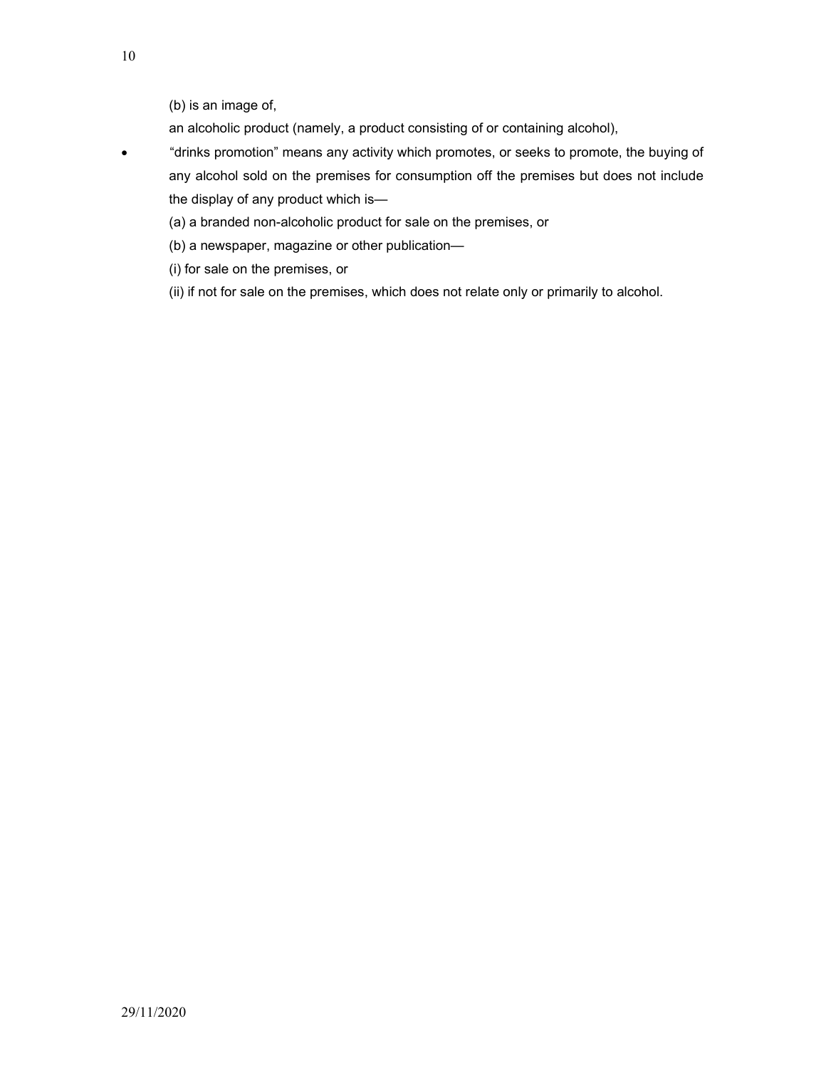(b) is an image of,

an alcoholic product (namely, a product consisting of or containing alcohol),

- "drinks promotion" means any activity which promotes, or seeks to promote, the buying of any alcohol sold on the premises for consumption off the premises but does not include the display of any product which is—

  (a) a branded non-alcoholic product for sale on the premises, or

  (b) a newspaper, magazine or other publication—

  (i) for sale on the premises, or

  (ii) if not for sale on the premises, which does not relate only or primarily to alcohol.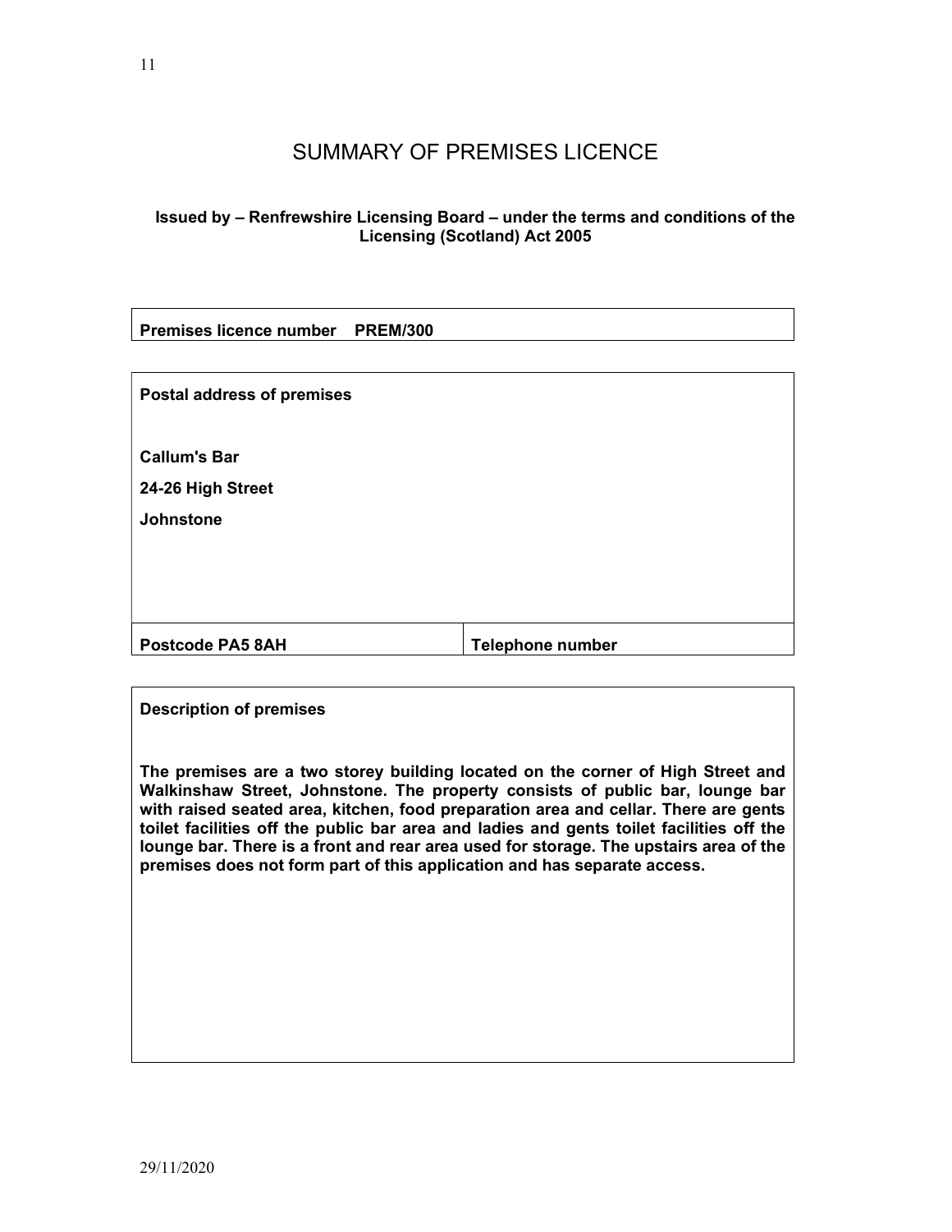# SUMMARY OF PREMISES LICENCE

**Issued by – Renfrewshire Licensing Board – under the terms and conditions of the Licensing (Scotland) Act 2005**

**Premises licence number PREM/300**

**Postal address of premises**

**Callum's Bar**

**24-26 High Street**

**Johnstone**

| **Postcode PA5 8AH** | **Telephone number** |
|---|---|

**Description of premises**

**The premises are a two storey building located on the corner of High Street and Walkinshaw Street, Johnstone. The property consists of public bar, lounge bar with raised seated area, kitchen, food preparation area and cellar. There are gents toilet facilities off the public bar area and ladies and gents toilet facilities off the lounge bar. There is a front and rear area used for storage. The upstairs area of the premises does not form part of this application and has separate access.**

29/11/2020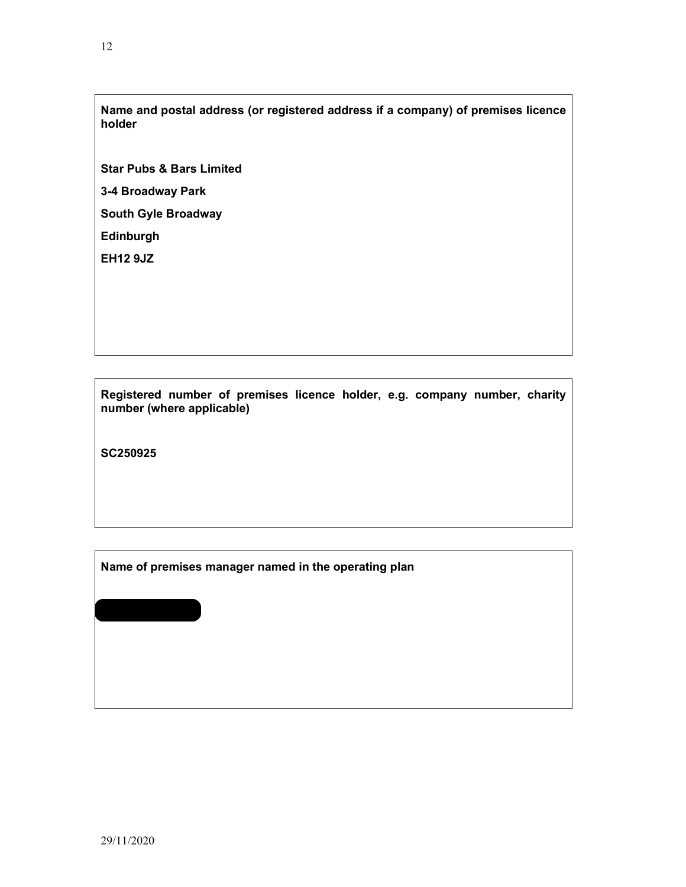**Name and postal address (or registered address if a company) of premises licence holder**

**Star Pubs & Bars Limited**

**3-4 Broadway Park**

**South Gyle Broadway**

**Edinburgh**

**EH12 9JZ**

**Registered number of premises licence holder, e.g. company number, charity number (where applicable)**

**SC250925**

**Name of premises manager named in the operating plan**

29/11/2020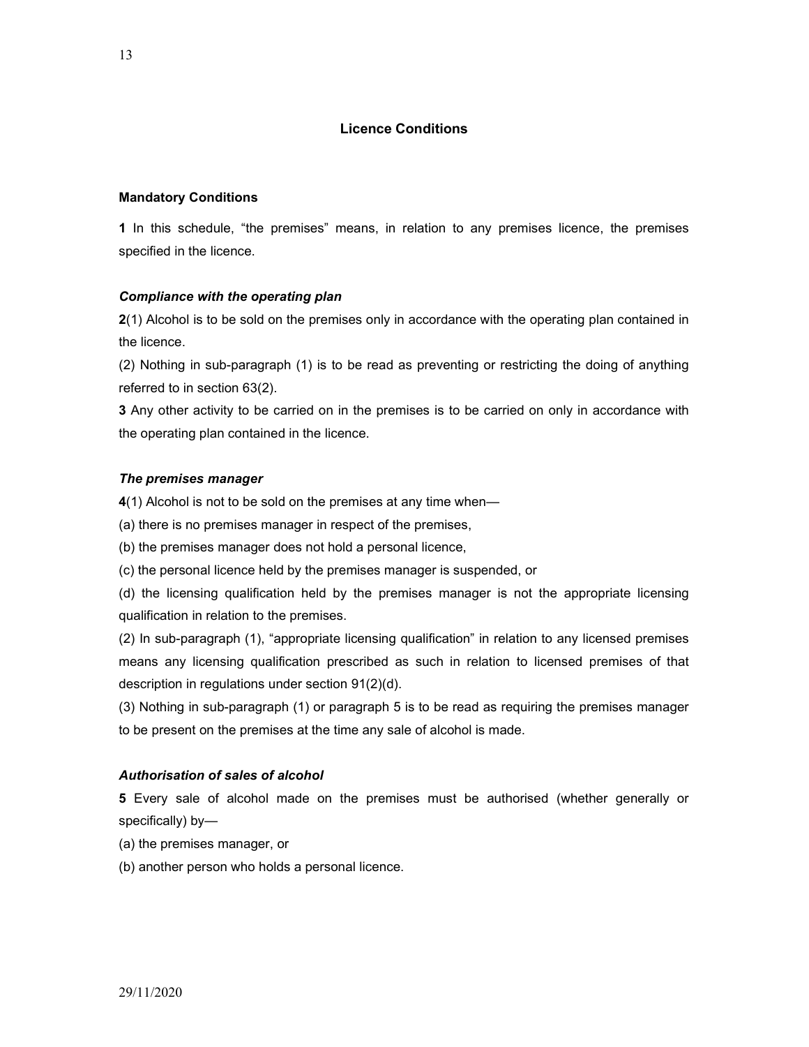## Licence Conditions

### Mandatory Conditions

**1** In this schedule, "the premises" means, in relation to any premises licence, the premises specified in the licence.

***Compliance with the operating plan***

**2**(1) Alcohol is to be sold on the premises only in accordance with the operating plan contained in the licence.

(2) Nothing in sub-paragraph (1) is to be read as preventing or restricting the doing of anything referred to in section 63(2).

**3** Any other activity to be carried on in the premises is to be carried on only in accordance with the operating plan contained in the licence.

***The premises manager***

**4**(1) Alcohol is not to be sold on the premises at any time when—

(a) there is no premises manager in respect of the premises,

(b) the premises manager does not hold a personal licence,

(c) the personal licence held by the premises manager is suspended, or

(d) the licensing qualification held by the premises manager is not the appropriate licensing qualification in relation to the premises.

(2) In sub-paragraph (1), "appropriate licensing qualification" in relation to any licensed premises means any licensing qualification prescribed as such in relation to licensed premises of that description in regulations under section 91(2)(d).

(3) Nothing in sub-paragraph (1) or paragraph 5 is to be read as requiring the premises manager to be present on the premises at the time any sale of alcohol is made.

***Authorisation of sales of alcohol***

**5** Every sale of alcohol made on the premises must be authorised (whether generally or specifically) by—

(a) the premises manager, or

(b) another person who holds a personal licence.

29/11/2020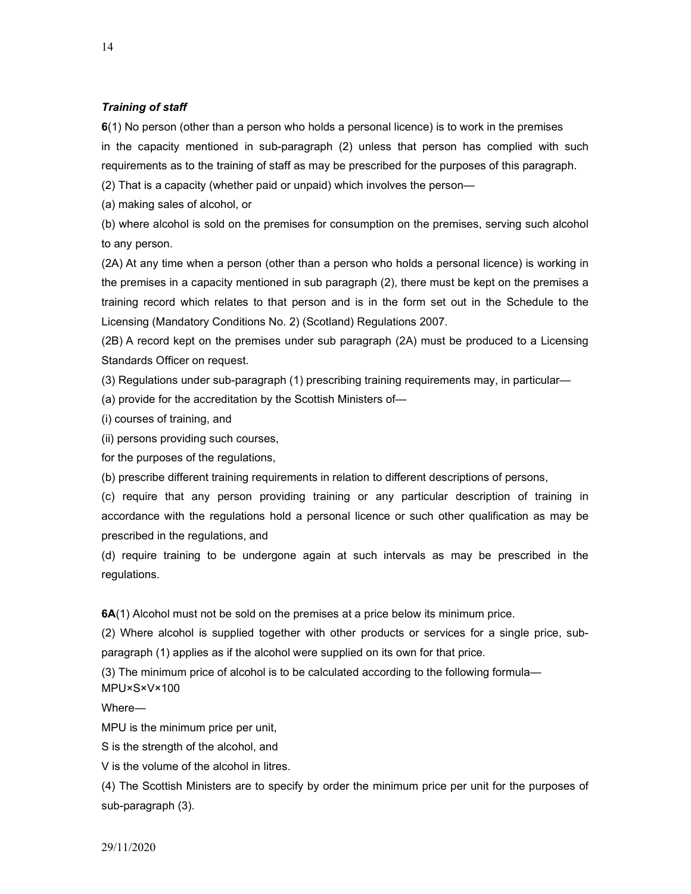***Training of staff***

**6**(1) No person (other than a person who holds a personal licence) is to work in the premises in the capacity mentioned in sub-paragraph (2) unless that person has complied with such requirements as to the training of staff as may be prescribed for the purposes of this paragraph.

(2) That is a capacity (whether paid or unpaid) which involves the person—

(a) making sales of alcohol, or

(b) where alcohol is sold on the premises for consumption on the premises, serving such alcohol to any person.

(2A) At any time when a person (other than a person who holds a personal licence) is working in the premises in a capacity mentioned in sub paragraph (2), there must be kept on the premises a training record which relates to that person and is in the form set out in the Schedule to the Licensing (Mandatory Conditions No. 2) (Scotland) Regulations 2007.

(2B) A record kept on the premises under sub paragraph (2A) must be produced to a Licensing Standards Officer on request.

(3) Regulations under sub-paragraph (1) prescribing training requirements may, in particular—

(a) provide for the accreditation by the Scottish Ministers of—

(i) courses of training, and

(ii) persons providing such courses,

for the purposes of the regulations,

(b) prescribe different training requirements in relation to different descriptions of persons,

(c) require that any person providing training or any particular description of training in accordance with the regulations hold a personal licence or such other qualification as may be prescribed in the regulations, and

(d) require training to be undergone again at such intervals as may be prescribed in the regulations.

**6A**(1) Alcohol must not be sold on the premises at a price below its minimum price.

(2) Where alcohol is supplied together with other products or services for a single price, sub-paragraph (1) applies as if the alcohol were supplied on its own for that price.

(3) The minimum price of alcohol is to be calculated according to the following formula—

$$MPU \times S \times V \times 100$$

Where—

MPU is the minimum price per unit,

S is the strength of the alcohol, and

V is the volume of the alcohol in litres.

(4) The Scottish Ministers are to specify by order the minimum price per unit for the purposes of sub-paragraph (3).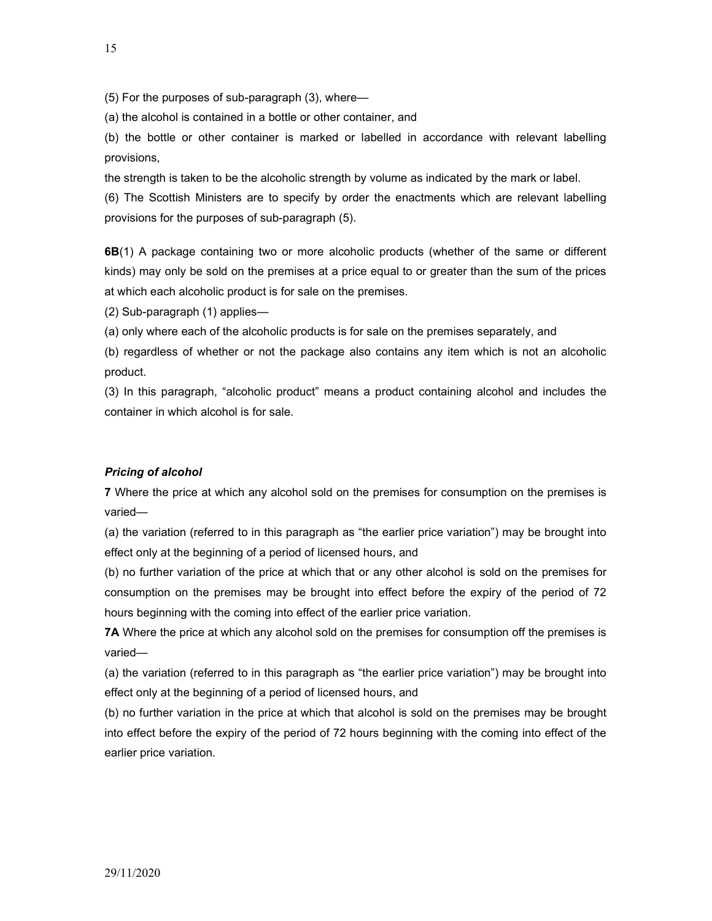(5) For the purposes of sub-paragraph (3), where—

(a) the alcohol is contained in a bottle or other container, and

(b) the bottle or other container is marked or labelled in accordance with relevant labelling provisions,

the strength is taken to be the alcoholic strength by volume as indicated by the mark or label.

(6) The Scottish Ministers are to specify by order the enactments which are relevant labelling provisions for the purposes of sub-paragraph (5).

**6B**(1) A package containing two or more alcoholic products (whether of the same or different kinds) may only be sold on the premises at a price equal to or greater than the sum of the prices at which each alcoholic product is for sale on the premises.

(2) Sub-paragraph (1) applies—

(a) only where each of the alcoholic products is for sale on the premises separately, and

(b) regardless of whether or not the package also contains any item which is not an alcoholic product.

(3) In this paragraph, "alcoholic product" means a product containing alcohol and includes the container in which alcohol is for sale.

***Pricing of alcohol***

**7** Where the price at which any alcohol sold on the premises for consumption on the premises is varied—

(a) the variation (referred to in this paragraph as "the earlier price variation") may be brought into effect only at the beginning of a period of licensed hours, and

(b) no further variation of the price at which that or any other alcohol is sold on the premises for consumption on the premises may be brought into effect before the expiry of the period of 72 hours beginning with the coming into effect of the earlier price variation.

**7A** Where the price at which any alcohol sold on the premises for consumption off the premises is varied—

(a) the variation (referred to in this paragraph as "the earlier price variation") may be brought into effect only at the beginning of a period of licensed hours, and

(b) no further variation in the price at which that alcohol is sold on the premises may be brought into effect before the expiry of the period of 72 hours beginning with the coming into effect of the earlier price variation.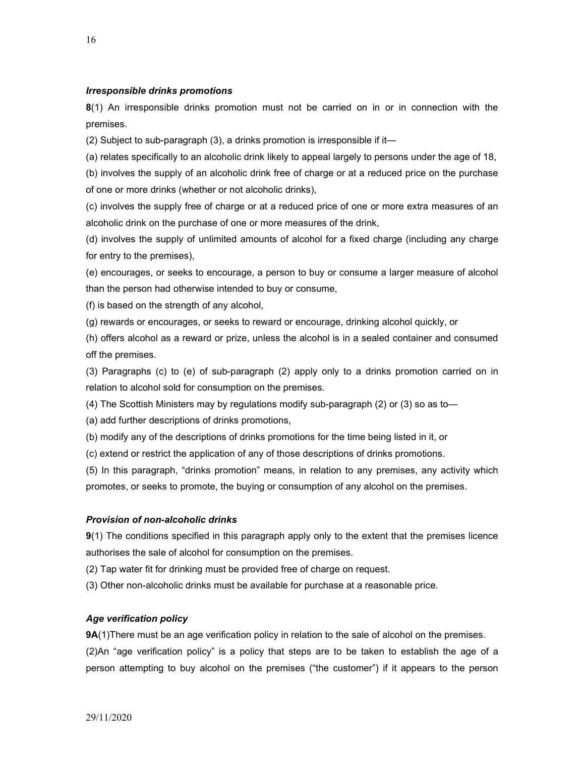***Irresponsible drinks promotions***

**8**(1) An irresponsible drinks promotion must not be carried on in or in connection with the premises.

(2) Subject to sub-paragraph (3), a drinks promotion is irresponsible if it—

(a) relates specifically to an alcoholic drink likely to appeal largely to persons under the age of 18,

(b) involves the supply of an alcoholic drink free of charge or at a reduced price on the purchase of one or more drinks (whether or not alcoholic drinks),

(c) involves the supply free of charge or at a reduced price of one or more extra measures of an alcoholic drink on the purchase of one or more measures of the drink,

(d) involves the supply of unlimited amounts of alcohol for a fixed charge (including any charge for entry to the premises),

(e) encourages, or seeks to encourage, a person to buy or consume a larger measure of alcohol than the person had otherwise intended to buy or consume,

(f) is based on the strength of any alcohol,

(g) rewards or encourages, or seeks to reward or encourage, drinking alcohol quickly, or

(h) offers alcohol as a reward or prize, unless the alcohol is in a sealed container and consumed off the premises.

(3) Paragraphs (c) to (e) of sub-paragraph (2) apply only to a drinks promotion carried on in relation to alcohol sold for consumption on the premises.

(4) The Scottish Ministers may by regulations modify sub-paragraph (2) or (3) so as to—

(a) add further descriptions of drinks promotions,

(b) modify any of the descriptions of drinks promotions for the time being listed in it, or

(c) extend or restrict the application of any of those descriptions of drinks promotions.

(5) In this paragraph, "drinks promotion" means, in relation to any premises, any activity which promotes, or seeks to promote, the buying or consumption of any alcohol on the premises.

***Provision of non-alcoholic drinks***

**9**(1) The conditions specified in this paragraph apply only to the extent that the premises licence authorises the sale of alcohol for consumption on the premises.

(2) Tap water fit for drinking must be provided free of charge on request.

(3) Other non-alcoholic drinks must be available for purchase at a reasonable price.

***Age verification policy***

**9A**(1)There must be an age verification policy in relation to the sale of alcohol on the premises.

(2)An "age verification policy" is a policy that steps are to be taken to establish the age of a person attempting to buy alcohol on the premises ("the customer") if it appears to the person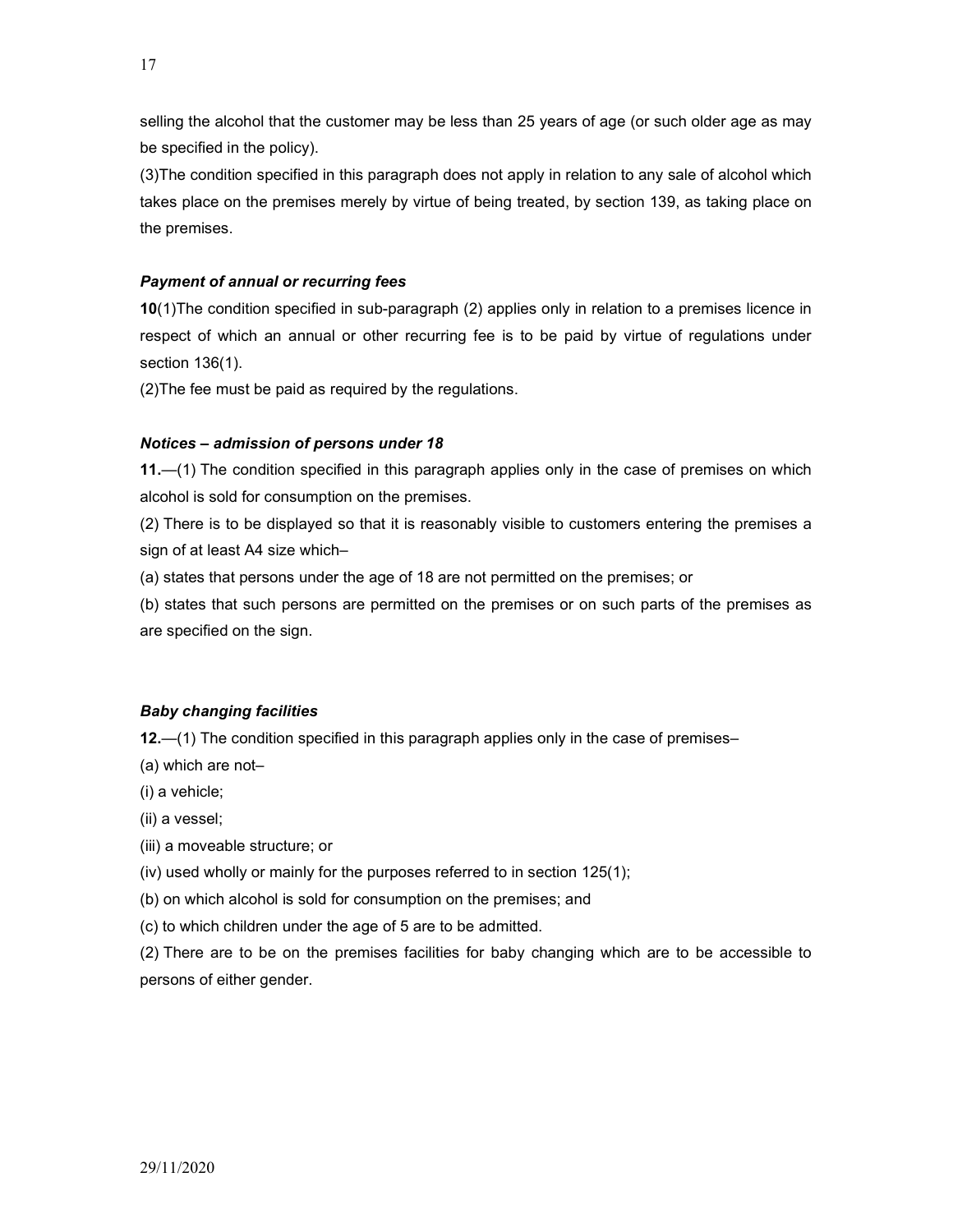selling the alcohol that the customer may be less than 25 years of age (or such older age as may be specified in the policy).

(3)The condition specified in this paragraph does not apply in relation to any sale of alcohol which takes place on the premises merely by virtue of being treated, by section 139, as taking place on the premises.

***Payment of annual or recurring fees***

**10**(1)The condition specified in sub-paragraph (2) applies only in relation to a premises licence in respect of which an annual or other recurring fee is to be paid by virtue of regulations under section 136(1).

(2)The fee must be paid as required by the regulations.

***Notices – admission of persons under 18***

**11.**—(1) The condition specified in this paragraph applies only in the case of premises on which alcohol is sold for consumption on the premises.

(2) There is to be displayed so that it is reasonably visible to customers entering the premises a sign of at least A4 size which–

(a) states that persons under the age of 18 are not permitted on the premises; or

(b) states that such persons are permitted on the premises or on such parts of the premises as are specified on the sign.

***Baby changing facilities***

**12.**—(1) The condition specified in this paragraph applies only in the case of premises–

(a) which are not–

(i) a vehicle;

(ii) a vessel;

(iii) a moveable structure; or

(iv) used wholly or mainly for the purposes referred to in section 125(1);

(b) on which alcohol is sold for consumption on the premises; and

(c) to which children under the age of 5 are to be admitted.

(2) There are to be on the premises facilities for baby changing which are to be accessible to persons of either gender.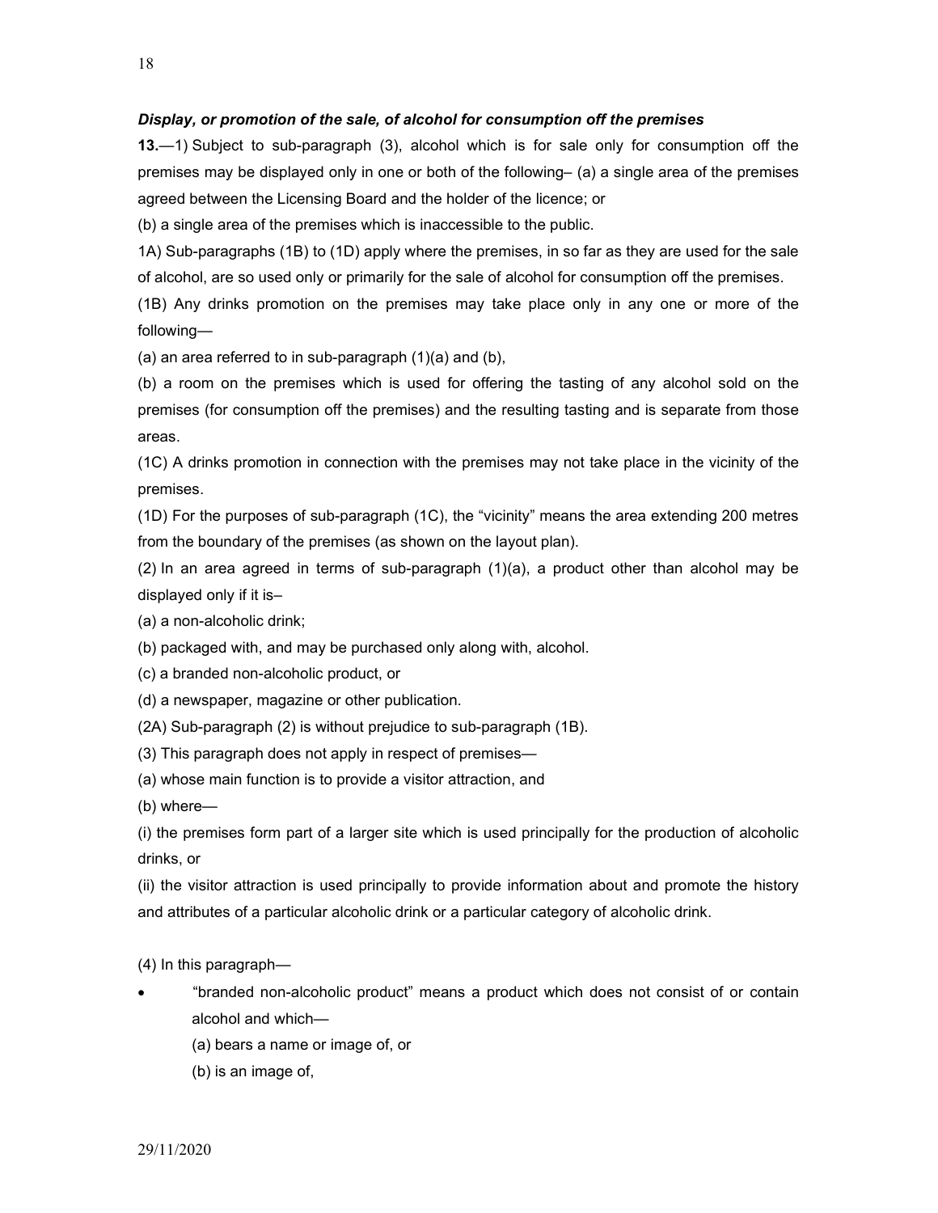***Display, or promotion of the sale, of alcohol for consumption off the premises***

**13.**—1) Subject to sub-paragraph (3), alcohol which is for sale only for consumption off the premises may be displayed only in one or both of the following– (a) a single area of the premises agreed between the Licensing Board and the holder of the licence; or

(b) a single area of the premises which is inaccessible to the public.

1A) Sub-paragraphs (1B) to (1D) apply where the premises, in so far as they are used for the sale of alcohol, are so used only or primarily for the sale of alcohol for consumption off the premises.

(1B) Any drinks promotion on the premises may take place only in any one or more of the following—

(a) an area referred to in sub-paragraph (1)(a) and (b),

(b) a room on the premises which is used for offering the tasting of any alcohol sold on the premises (for consumption off the premises) and the resulting tasting and is separate from those areas.

(1C) A drinks promotion in connection with the premises may not take place in the vicinity of the premises.

(1D) For the purposes of sub-paragraph (1C), the "vicinity" means the area extending 200 metres from the boundary of the premises (as shown on the layout plan).

(2) In an area agreed in terms of sub-paragraph (1)(a), a product other than alcohol may be displayed only if it is–

(a) a non-alcoholic drink;

(b) packaged with, and may be purchased only along with, alcohol.

(c) a branded non-alcoholic product, or

(d) a newspaper, magazine or other publication.

(2A) Sub-paragraph (2) is without prejudice to sub-paragraph (1B).

(3) This paragraph does not apply in respect of premises—

(a) whose main function is to provide a visitor attraction, and

(b) where—

(i) the premises form part of a larger site which is used principally for the production of alcoholic drinks, or

(ii) the visitor attraction is used principally to provide information about and promote the history and attributes of a particular alcoholic drink or a particular category of alcoholic drink.

(4) In this paragraph—

- "branded non-alcoholic product" means a product which does not consist of or contain alcohol and which—
  - (a) bears a name or image of, or
  - (b) is an image of,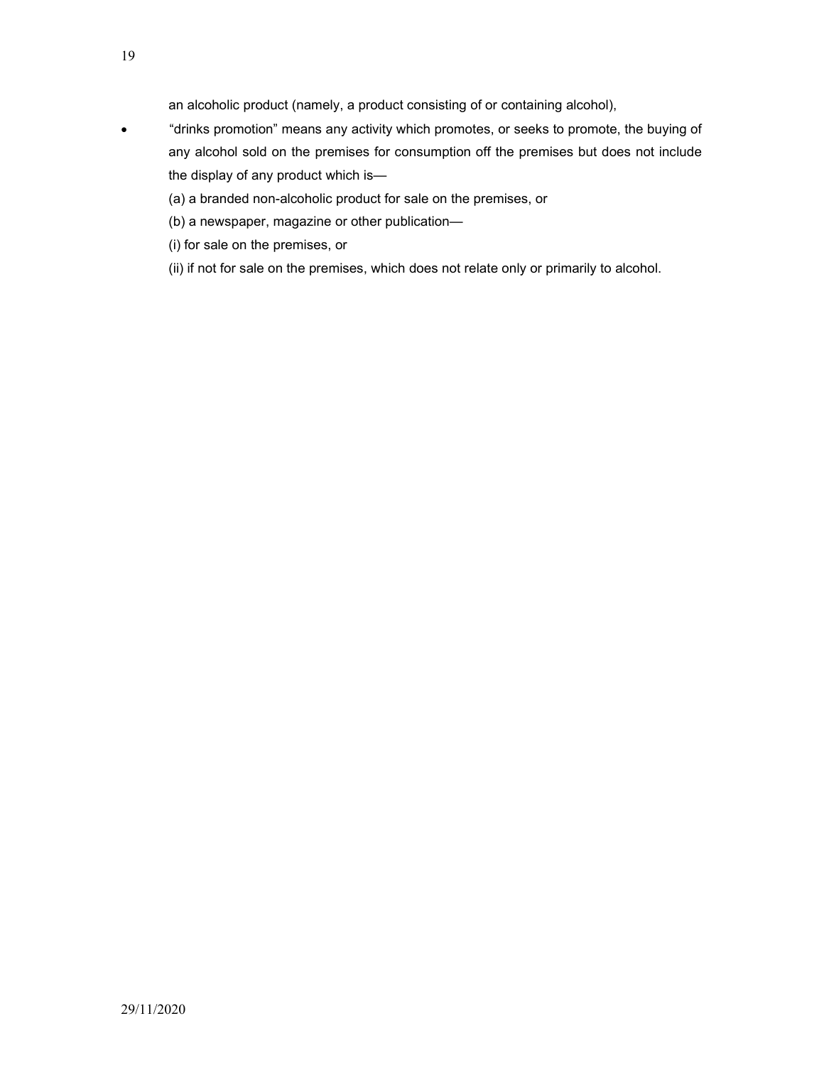an alcoholic product (namely, a product consisting of or containing alcohol),

- "drinks promotion" means any activity which promotes, or seeks to promote, the buying of any alcohol sold on the premises for consumption off the premises but does not include the display of any product which is—

  (a) a branded non-alcoholic product for sale on the premises, or

  (b) a newspaper, magazine or other publication—

  (i) for sale on the premises, or

  (ii) if not for sale on the premises, which does not relate only or primarily to alcohol.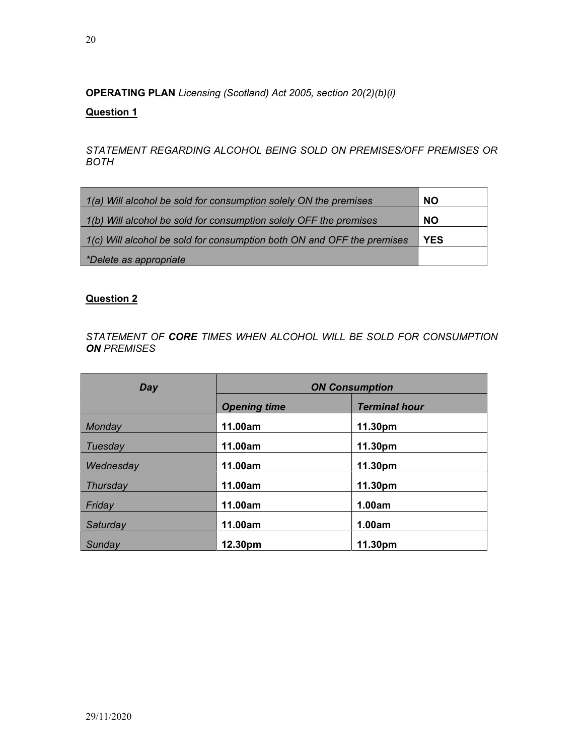**OPERATING PLAN** *Licensing (Scotland) Act 2005, section 20(2)(b)(i)*

**Question 1**

*STATEMENT REGARDING ALCOHOL BEING SOLD ON PREMISES/OFF PREMISES OR BOTH*

| | |
|---|---|
| *1(a) Will alcohol be sold for consumption solely ON the premises* | **NO** |
| *1(b) Will alcohol be sold for consumption solely OFF the premises* | **NO** |
| *1(c) Will alcohol be sold for consumption both ON and OFF the premises* | **YES** |
| *\*Delete as appropriate* | |

**Question 2**

*STATEMENT OF **CORE** TIMES WHEN ALCOHOL WILL BE SOLD FOR CONSUMPTION **ON** PREMISES*

| ***Day*** | ***ON Consumption*** | |
|---|---|---|
| | ***Opening time*** | ***Terminal hour*** |
| *Monday* | **11.00am** | **11.30pm** |
| *Tuesday* | **11.00am** | **11.30pm** |
| *Wednesday* | **11.00am** | **11.30pm** |
| *Thursday* | **11.00am** | **11.30pm** |
| *Friday* | **11.00am** | **1.00am** |
| *Saturday* | **11.00am** | **1.00am** |
| *Sunday* | **12.30pm** | **11.30pm** |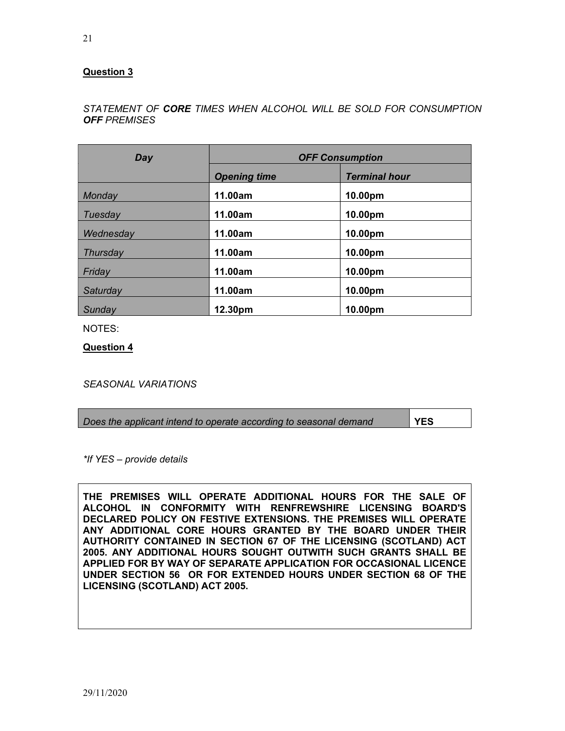**Question 3**

*STATEMENT OF **CORE** TIMES WHEN ALCOHOL WILL BE SOLD FOR CONSUMPTION **OFF** PREMISES*

| *Day* | *OFF Consumption* | |
|---|---|---|
| | *Opening time* | *Terminal hour* |
| *Monday* | **11.00am** | **10.00pm** |
| *Tuesday* | **11.00am** | **10.00pm** |
| *Wednesday* | **11.00am** | **10.00pm** |
| *Thursday* | **11.00am** | **10.00pm** |
| *Friday* | **11.00am** | **10.00pm** |
| *Saturday* | **11.00am** | **10.00pm** |
| *Sunday* | **12.30pm** | **10.00pm** |

NOTES:

**Question 4**

*SEASONAL VARIATIONS*

| *Does the applicant intend to operate according to seasonal demand* | **YES** |
|---|---|

*\*If YES – provide details*

**THE PREMISES WILL OPERATE ADDITIONAL HOURS FOR THE SALE OF ALCOHOL IN CONFORMITY WITH RENFREWSHIRE LICENSING BOARD'S DECLARED POLICY ON FESTIVE EXTENSIONS. THE PREMISES WILL OPERATE ANY ADDITIONAL CORE HOURS GRANTED BY THE BOARD UNDER THEIR AUTHORITY CONTAINED IN SECTION 67 OF THE LICENSING (SCOTLAND) ACT 2005. ANY ADDITIONAL HOURS SOUGHT OUTWITH SUCH GRANTS SHALL BE APPLIED FOR BY WAY OF SEPARATE APPLICATION FOR OCCASIONAL LICENCE UNDER SECTION 56 OR FOR EXTENDED HOURS UNDER SECTION 68 OF THE LICENSING (SCOTLAND) ACT 2005.**

29/11/2020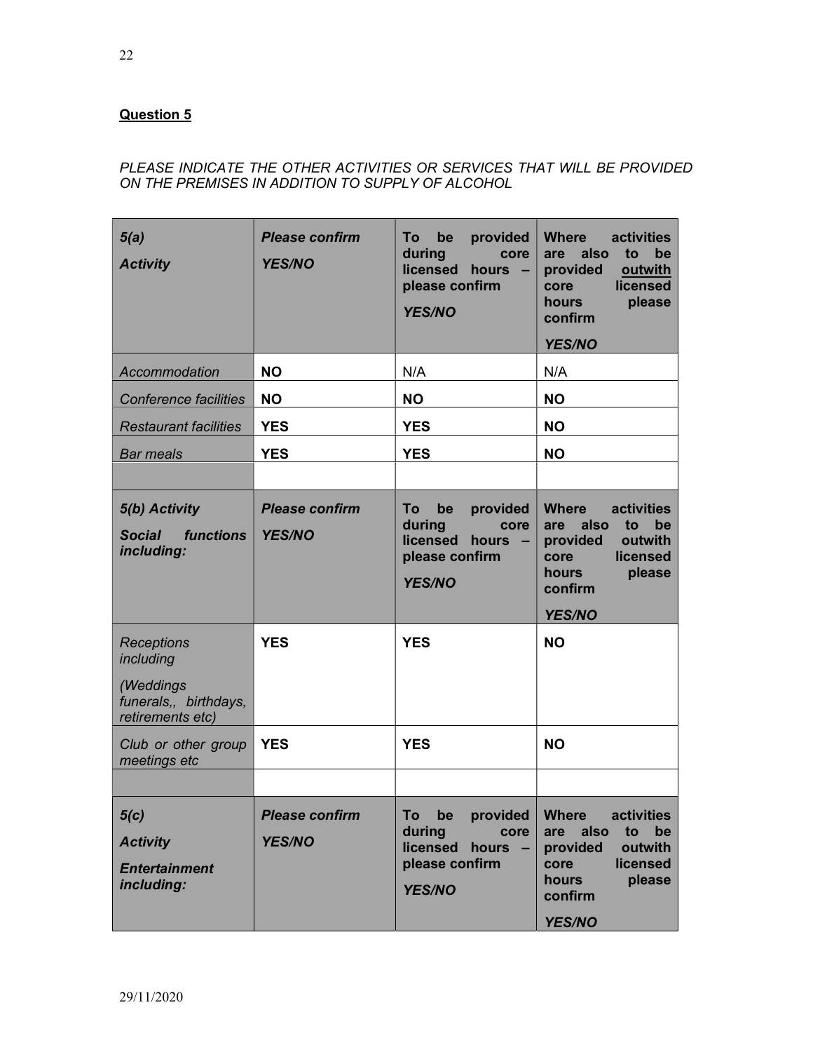**Question 5**

*PLEASE INDICATE THE OTHER ACTIVITIES OR SERVICES THAT WILL BE PROVIDED ON THE PREMISES IN ADDITION TO SUPPLY OF ALCOHOL*

| ***5(a)*** ***Activity*** | ***Please confirm YES/NO*** | **To be provided during core licensed hours – please confirm** ***YES/NO*** | **Where activities are also to be provided outwith core licensed hours please confirm** ***YES/NO*** |
|---|---|---|---|
| *Accommodation* | **NO** | N/A | N/A |
| *Conference facilities* | **NO** | **NO** | **NO** |
| *Restaurant facilities* | **YES** | **YES** | **NO** |
| *Bar meals* | **YES** | **YES** | **NO** |
| | | | |
| ***5(b) Activity*** ***Social functions including:*** | ***Please confirm YES/NO*** | **To be provided during core licensed hours – please confirm** ***YES/NO*** | **Where activities are also to be provided outwith core licensed hours please confirm** ***YES/NO*** |
| *Receptions including (Weddings funerals,, birthdays, retirements etc)* | **YES** | **YES** | **NO** |
| *Club or other group meetings etc* | **YES** | **YES** | **NO** |
| | | | |
| ***5(c)*** ***Activity*** ***Entertainment including:*** | ***Please confirm YES/NO*** | **To be provided during core licensed hours – please confirm** ***YES/NO*** | **Where activities are also to be provided outwith core licensed hours please confirm** ***YES/NO*** |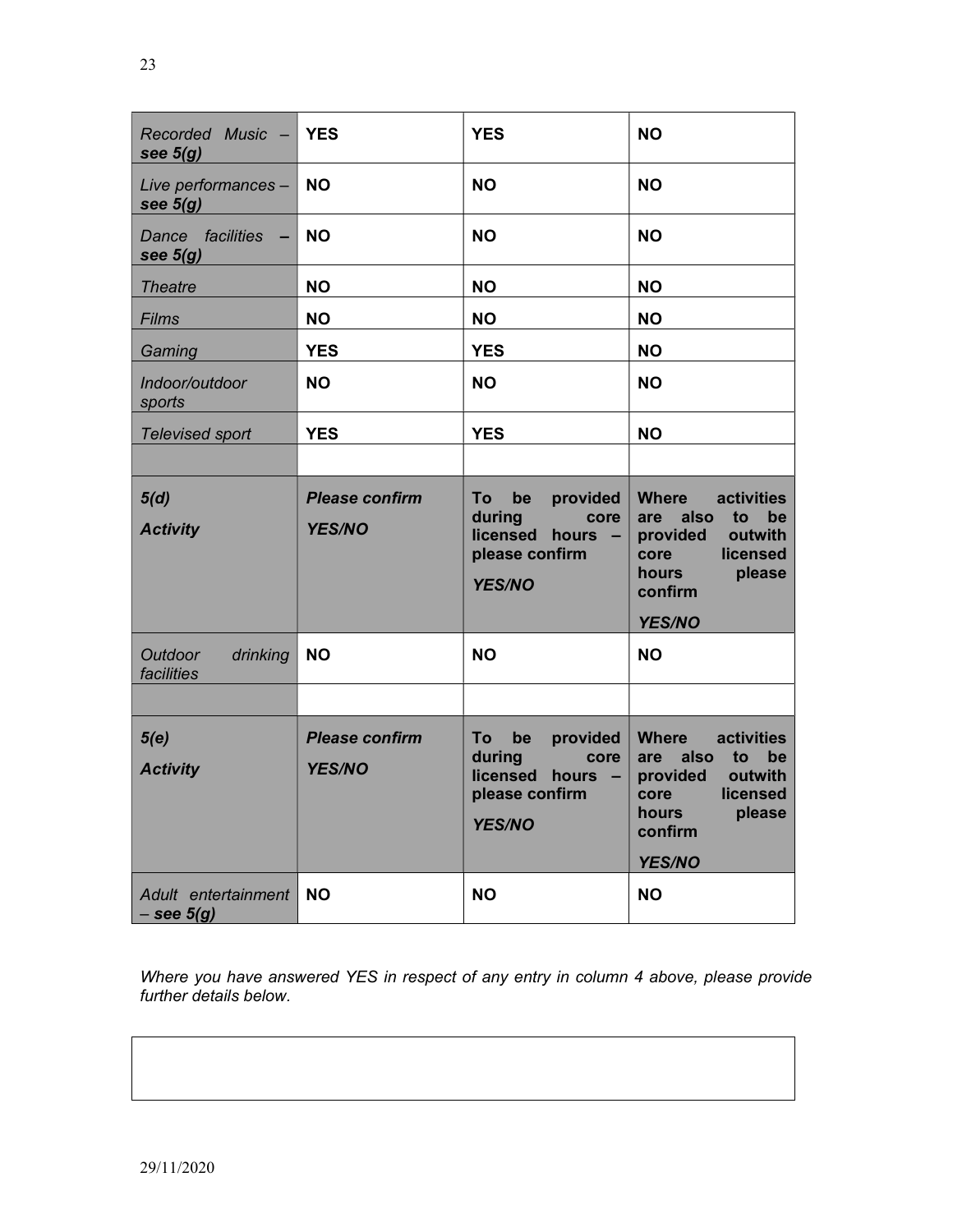| | | | |
|---|---|---|---|
| *Recorded Music – **see 5(g)*** | **YES** | **YES** | **NO** |
| *Live performances – **see 5(g)*** | **NO** | **NO** | **NO** |
| *Dance facilities – **see 5(g)*** | **NO** | **NO** | **NO** |
| *Theatre* | **NO** | **NO** | **NO** |
| *Films* | **NO** | **NO** | **NO** |
| *Gaming* | **YES** | **YES** | **NO** |
| *Indoor/outdoor sports* | **NO** | **NO** | **NO** |
| *Televised sport* | **YES** | **YES** | **NO** |
| | | | |
| ***5(d)*** ***Activity*** | ***Please confirm YES/NO*** | **To be provided during core licensed hours – please confirm *YES/NO*** | **Where activities are also to be provided outwith core licensed hours please confirm *YES/NO*** |
| *Outdoor drinking facilities* | **NO** | **NO** | **NO** |
| | | | |
| ***5(e)*** ***Activity*** | ***Please confirm YES/NO*** | **To be provided during core licensed hours – please confirm *YES/NO*** | **Where activities are also to be provided outwith core licensed hours please confirm *YES/NO*** |
| *Adult entertainment – **see 5(g)*** | **NO** | **NO** | **NO** |

*Where you have answered YES in respect of any entry in column 4 above, please provide further details below.*

| |
|---|
| |

29/11/2020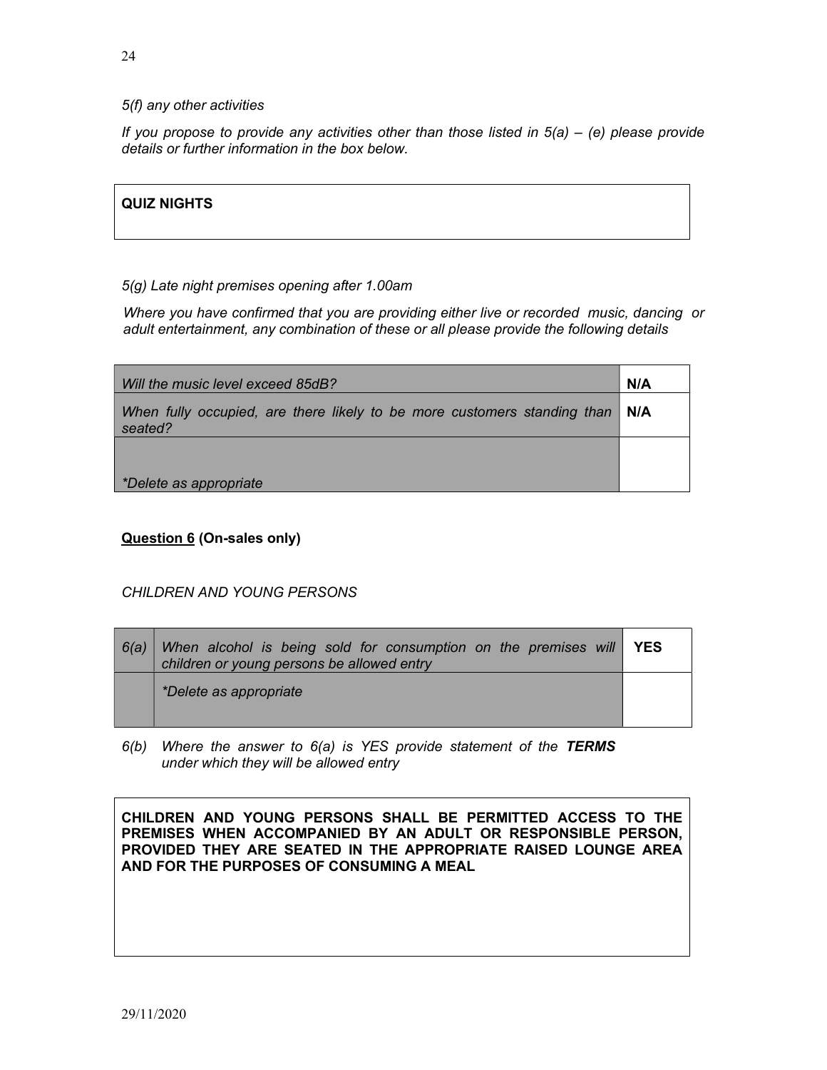*5(f) any other activities*

*If you propose to provide any activities other than those listed in 5(a) – (e) please provide details or further information in the box below.*

| **QUIZ NIGHTS** |
|---|

*5(g) Late night premises opening after 1.00am*

*Where you have confirmed that you are providing either live or recorded music, dancing or adult entertainment, any combination of these or all please provide the following details*

| | |
|---|---|
| *Will the music level exceed 85dB?* | **N/A** |
| *When fully occupied, are there likely to be more customers standing than seated?* | **N/A** |
| *\*Delete as appropriate* | |

**<u>Question 6</u> (On-sales only)**

*CHILDREN AND YOUNG PERSONS*

| | | |
|---|---|---|
| *6(a)* | *When alcohol is being sold for consumption on the premises will children or young persons be allowed entry* | **YES** |
| | *\*Delete as appropriate* | |

*6(b) Where the answer to 6(a) is YES provide statement of the* ***TERMS*** *under which they will be allowed entry*

| **CHILDREN AND YOUNG PERSONS SHALL BE PERMITTED ACCESS TO THE PREMISES WHEN ACCOMPANIED BY AN ADULT OR RESPONSIBLE PERSON, PROVIDED THEY ARE SEATED IN THE APPROPRIATE RAISED LOUNGE AREA AND FOR THE PURPOSES OF CONSUMING A MEAL** |
|---|

29/11/2020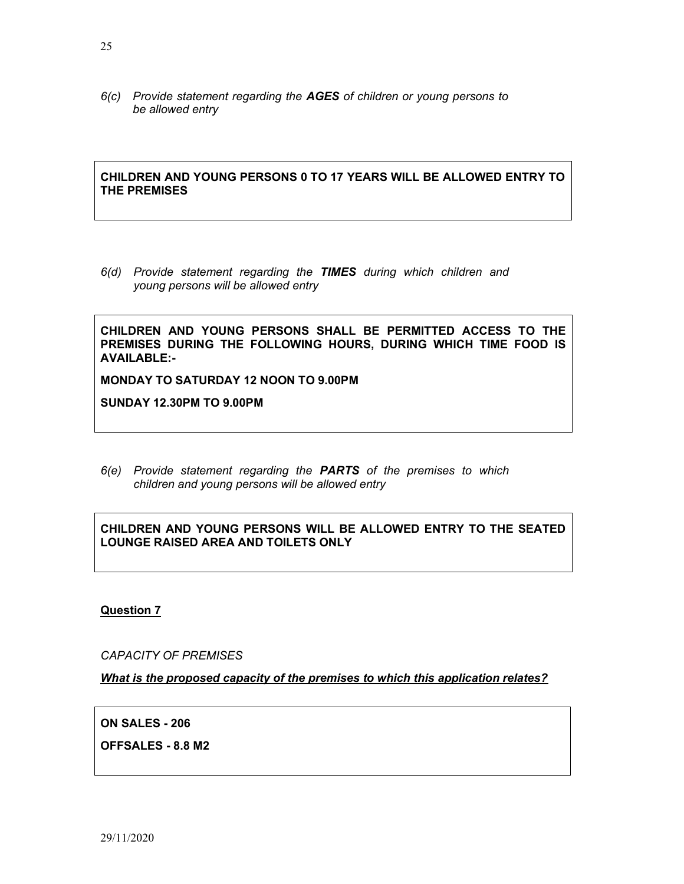*6(c) Provide statement regarding the **AGES** of children or young persons to be allowed entry*

**CHILDREN AND YOUNG PERSONS 0 TO 17 YEARS WILL BE ALLOWED ENTRY TO THE PREMISES**

*6(d) Provide statement regarding the **TIMES** during which children and young persons will be allowed entry*

**CHILDREN AND YOUNG PERSONS SHALL BE PERMITTED ACCESS TO THE PREMISES DURING THE FOLLOWING HOURS, DURING WHICH TIME FOOD IS AVAILABLE:-**

**MONDAY TO SATURDAY 12 NOON TO 9.00PM**

**SUNDAY 12.30PM TO 9.00PM**

*6(e) Provide statement regarding the **PARTS** of the premises to which children and young persons will be allowed entry*

**CHILDREN AND YOUNG PERSONS WILL BE ALLOWED ENTRY TO THE SEATED LOUNGE RAISED AREA AND TOILETS ONLY**

**Question 7**

*CAPACITY OF PREMISES*

***What is the proposed capacity of the premises to which this application relates?***

**ON SALES - 206**

**OFFSALES - 8.8 M2**

29/11/2020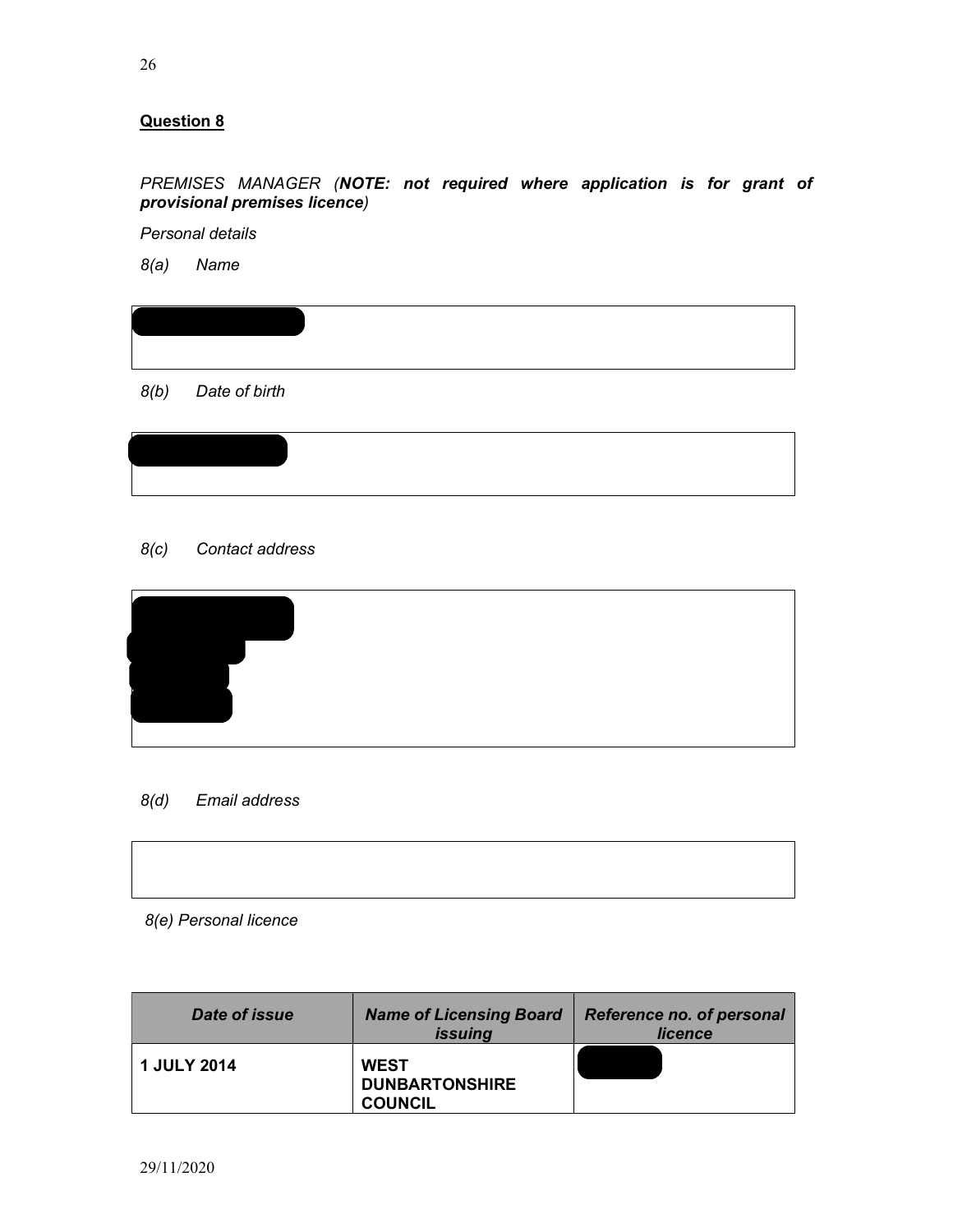**Question 8**

*PREMISES MANAGER (**NOTE: not required where application is for grant of provisional premises licence**)*

*Personal details*

*8(a) Name*

| |
|---|
| |

*8(b) Date of birth*

| |
|---|
| |

*8(c) Contact address*

| |
|---|
| |

*8(d) Email address*

| |
|---|
| |

*8(e) Personal licence*

| ***Date of issue*** | ***Name of Licensing Board issuing*** | ***Reference no. of personal licence*** |
|---|---|---|
| **1 JULY 2014** | **WEST DUNBARTONSHIRE COUNCIL** | |

29/11/2020